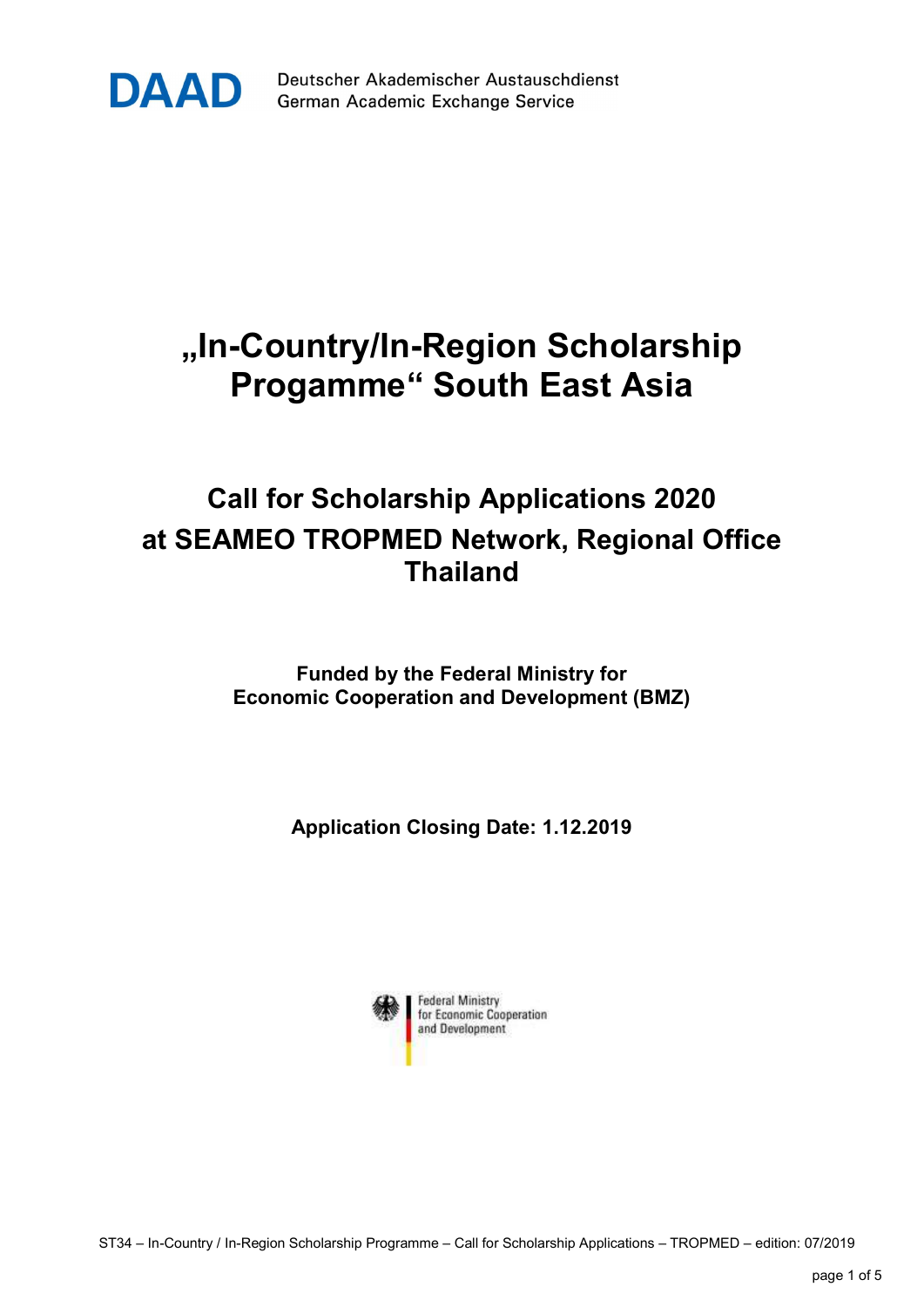DAAD Deutscher Akademischer Austauschdienst
German Academic Exchange Service

# „In-Country/In-Region Scholarship Progamme“ South East Asia

## Call for Scholarship Applications 2020 at SEAMEO TROPMED Network, Regional Office Thailand

**Funded by the Federal Ministry for Economic Cooperation and Development (BMZ)**

**Application Closing Date: 1.12.2019**

Federal Ministry for Economic Cooperation and Development

ST34 – In-Country / In-Region Scholarship Programme – Call for Scholarship Applications – TROPMED – edition: 07/2019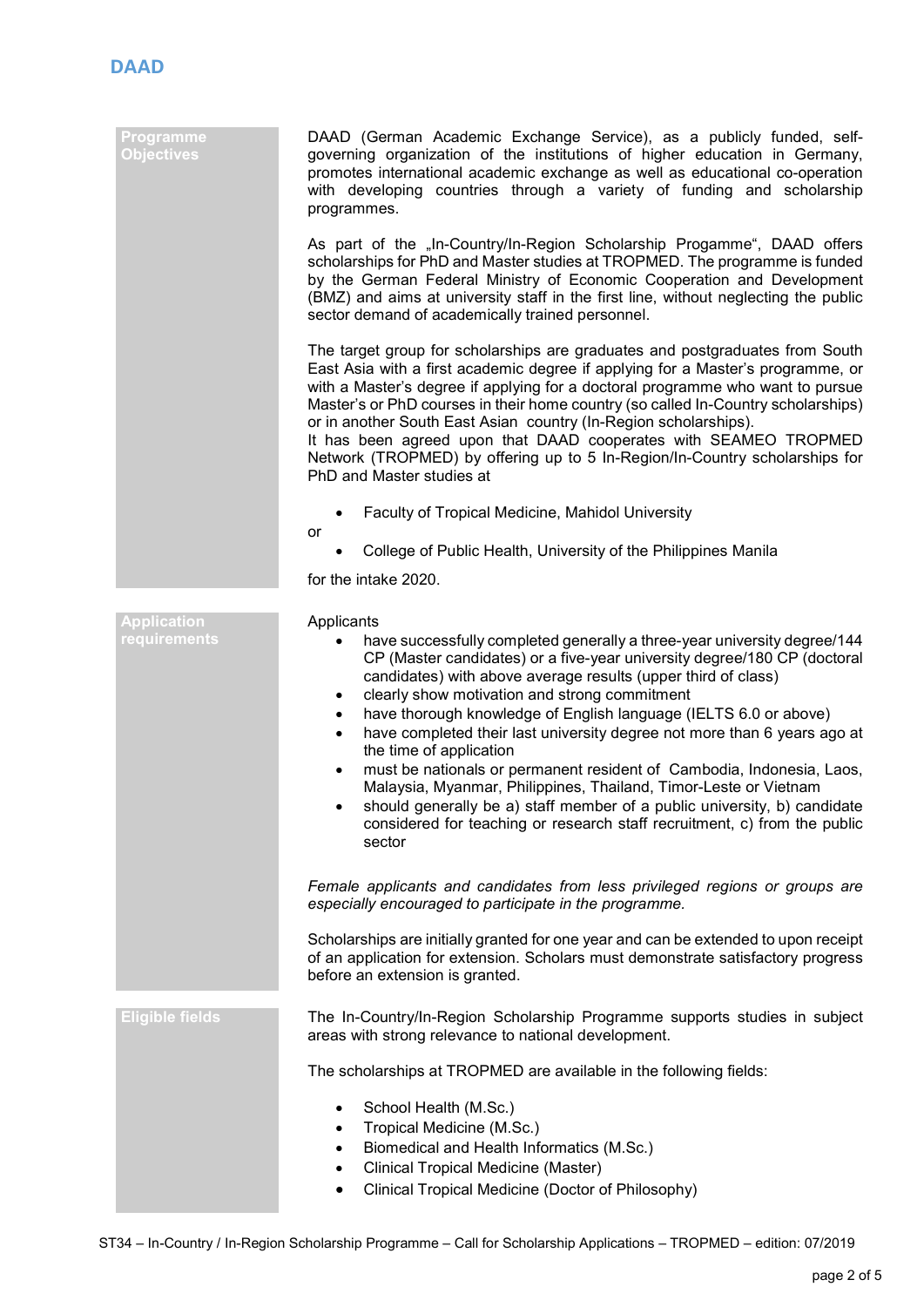## Programme Objectives

DAAD (German Academic Exchange Service), as a publicly funded, self-governing organization of the institutions of higher education in Germany, promotes international academic exchange as well as educational co-operation with developing countries through a variety of funding and scholarship programmes.

As part of the „In-Country/In-Region Scholarship Progamme", DAAD offers scholarships for PhD and Master studies at TROPMED. The programme is funded by the German Federal Ministry of Economic Cooperation and Development (BMZ) and aims at university staff in the first line, without neglecting the public sector demand of academically trained personnel.

The target group for scholarships are graduates and postgraduates from South East Asia with a first academic degree if applying for a Master's programme, or with a Master's degree if applying for a doctoral programme who want to pursue Master's or PhD courses in their home country (so called In-Country scholarships) or in another South East Asian country (In-Region scholarships).
It has been agreed upon that DAAD cooperates with SEAMEO TROPMED Network (TROPMED) by offering up to 5 In-Region/In-Country scholarships for PhD and Master studies at

- Faculty of Tropical Medicine, Mahidol University

or

- College of Public Health, University of the Philippines Manila

for the intake 2020.

## Application requirements

Applicants

- have successfully completed generally a three-year university degree/144 CP (Master candidates) or a five-year university degree/180 CP (doctoral candidates) with above average results (upper third of class)
- clearly show motivation and strong commitment
- have thorough knowledge of English language (IELTS 6.0 or above)
- have completed their last university degree not more than 6 years ago at the time of application
- must be nationals or permanent resident of Cambodia, Indonesia, Laos, Malaysia, Myanmar, Philippines, Thailand, Timor-Leste or Vietnam
- should generally be a) staff member of a public university, b) candidate considered for teaching or research staff recruitment, c) from the public sector

*Female applicants and candidates from less privileged regions or groups are especially encouraged to participate in the programme.*

Scholarships are initially granted for one year and can be extended to upon receipt of an application for extension. Scholars must demonstrate satisfactory progress before an extension is granted.

## Eligible fields

The In-Country/In-Region Scholarship Programme supports studies in subject areas with strong relevance to national development.

The scholarships at TROPMED are available in the following fields:

- School Health (M.Sc.)
- Tropical Medicine (M.Sc.)
- Biomedical and Health Informatics (M.Sc.)
- Clinical Tropical Medicine (Master)
- Clinical Tropical Medicine (Doctor of Philosophy)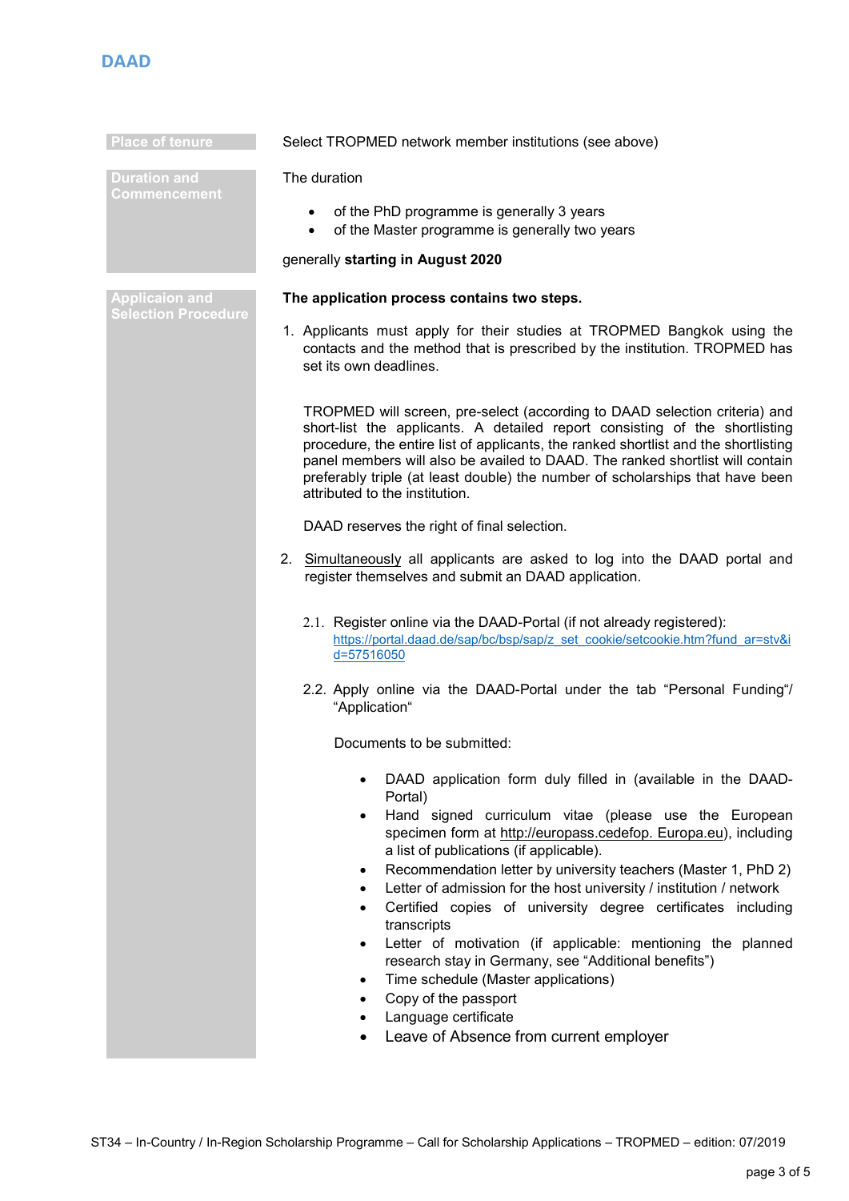**Place of tenure**

Select TROPMED network member institutions (see above)

**Duration and Commencement**

The duration

- of the PhD programme is generally 3 years
- of the Master programme is generally two years

generally **starting in August 2020**

**Applicaion and Selection Procedure**

**The application process contains two steps.**

1. Applicants must apply for their studies at TROPMED Bangkok using the contacts and the method that is prescribed by the institution. TROPMED has set its own deadlines.

   TROPMED will screen, pre-select (according to DAAD selection criteria) and short-list the applicants. A detailed report consisting of the shortlisting procedure, the entire list of applicants, the ranked shortlist and the shortlisting panel members will also be availed to DAAD. The ranked shortlist will contain preferably triple (at least double) the number of scholarships that have been attributed to the institution.

   DAAD reserves the right of final selection.

2. Simultaneously all applicants are asked to log into the DAAD portal and register themselves and submit an DAAD application.

   2.1. Register online via the DAAD-Portal (if not already registered): https://portal.daad.de/sap/bc/bsp/sap/z_set_cookie/setcookie.htm?fund_ar=stv&id=57516050

   2.2. Apply online via the DAAD-Portal under the tab “Personal Funding“/ “Application“

   Documents to be submitted:

   - DAAD application form duly filled in (available in the DAAD-Portal)
   - Hand signed curriculum vitae (please use the European specimen form at http://europass.cedefop. Europa.eu), including a list of publications (if applicable).
   - Recommendation letter by university teachers (Master 1, PhD 2)
   - Letter of admission for the host university / institution / network
   - Certified copies of university degree certificates including transcripts
   - Letter of motivation (if applicable: mentioning the planned research stay in Germany, see “Additional benefits”)
   - Time schedule (Master applications)
   - Copy of the passport
   - Language certificate
   - Leave of Absence from current employer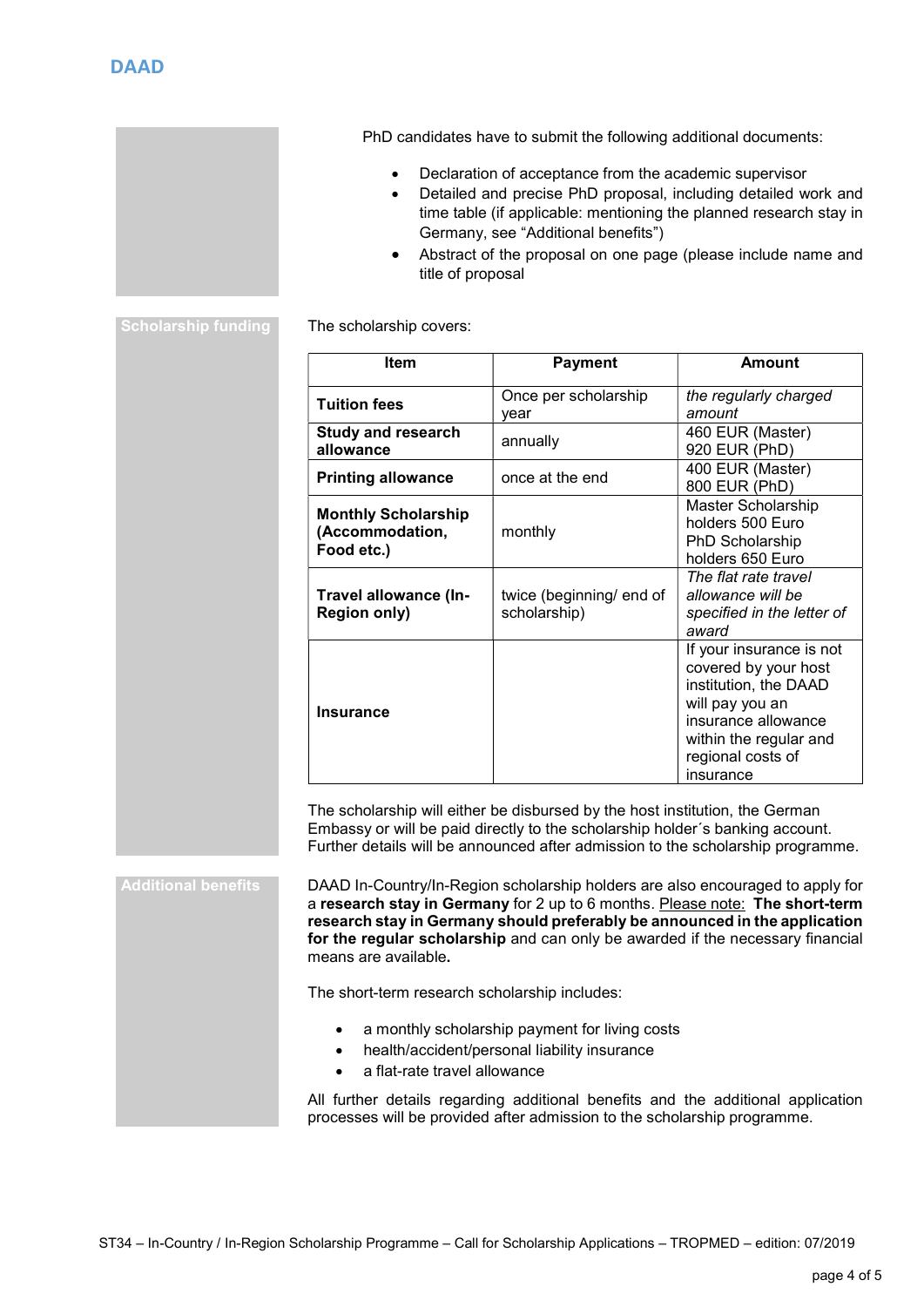PhD candidates have to submit the following additional documents:

- Declaration of acceptance from the academic supervisor
- Detailed and precise PhD proposal, including detailed work and time table (if applicable: mentioning the planned research stay in Germany, see "Additional benefits")
- Abstract of the proposal on one page (please include name and title of proposal

## Scholarship funding

The scholarship covers:

| Item | Payment | Amount |
|---|---|---|
| **Tuition fees** | Once per scholarship year | *the regularly charged amount* |
| **Study and research allowance** | annually | 460 EUR (Master) 920 EUR (PhD) |
| **Printing allowance** | once at the end | 400 EUR (Master) 800 EUR (PhD) |
| **Monthly Scholarship (Accommodation, Food etc.)** | monthly | Master Scholarship holders 500 Euro PhD Scholarship holders 650 Euro |
| **Travel allowance (In-Region only)** | twice (beginning/ end of scholarship) | *The flat rate travel allowance will be specified in the letter of award* |
| **Insurance** | | If your insurance is not covered by your host institution, the DAAD will pay you an insurance allowance within the regular and regional costs of insurance |

The scholarship will either be disbursed by the host institution, the German Embassy or will be paid directly to the scholarship holder´s banking account. Further details will be announced after admission to the scholarship programme.

## Additional benefits

DAAD In-Country/In-Region scholarship holders are also encouraged to apply for a **research stay in Germany** for 2 up to 6 months. Please note: **The short-term research stay in Germany should preferably be announced in the application for the regular scholarship** and can only be awarded if the necessary financial means are available**.**

The short-term research scholarship includes:

- a monthly scholarship payment for living costs
- health/accident/personal liability insurance
- a flat-rate travel allowance

All further details regarding additional benefits and the additional application processes will be provided after admission to the scholarship programme.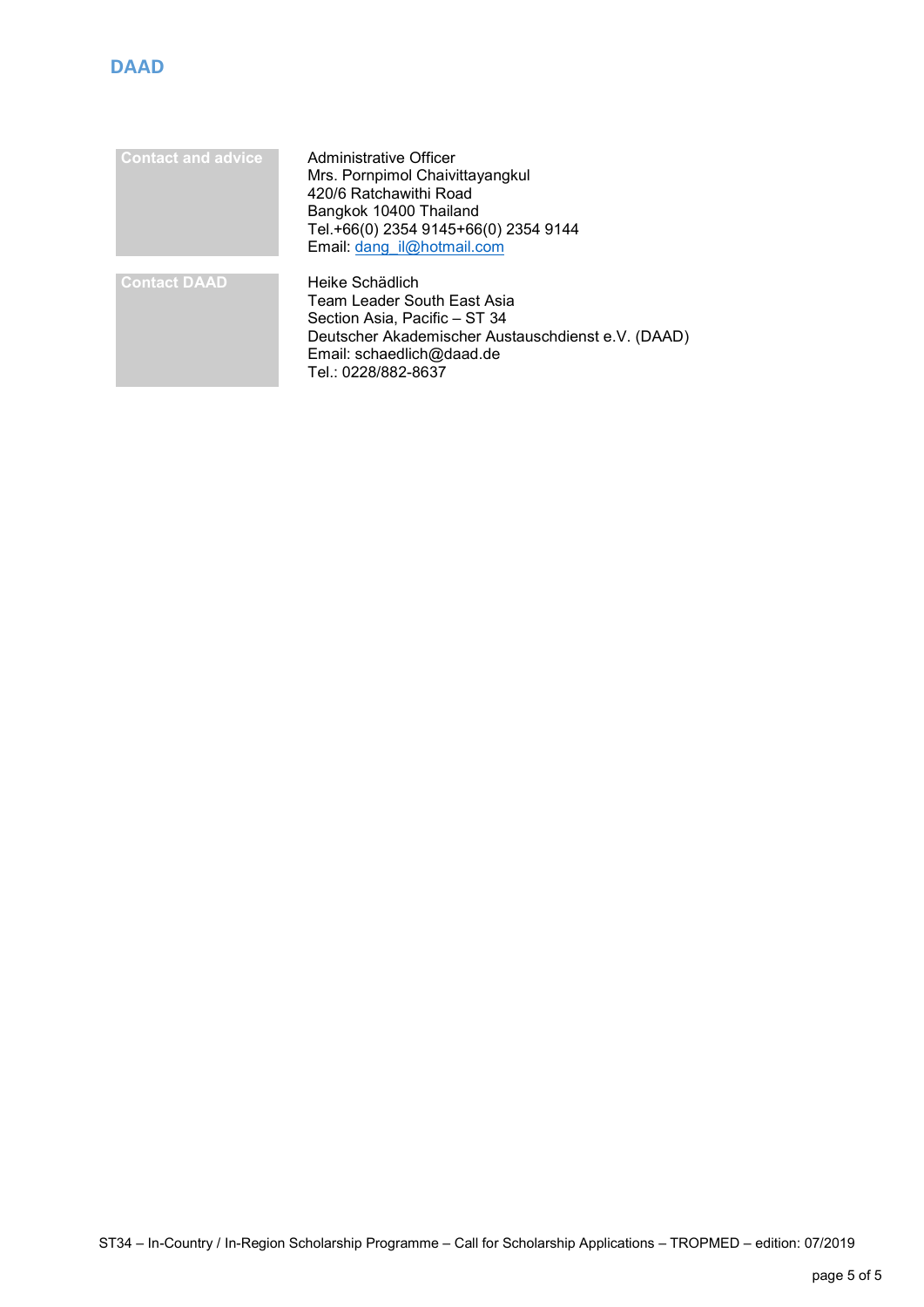| | |
|---|---|
| **Contact and advice** | Administrative Officer<br>Mrs. Pornpimol Chaivittayangkul<br>420/6 Ratchawithi Road<br>Bangkok 10400 Thailand<br>Tel.+66(0) 2354 9145+66(0) 2354 9144<br>Email: dang_il@hotmail.com |
| **Contact DAAD** | Heike Schädlich<br>Team Leader South East Asia<br>Section Asia, Pacific – ST 34<br>Deutscher Akademischer Austauschdienst e.V. (DAAD)<br>Email: schaedlich@daad.de<br>Tel.: 0228/882-8637 |